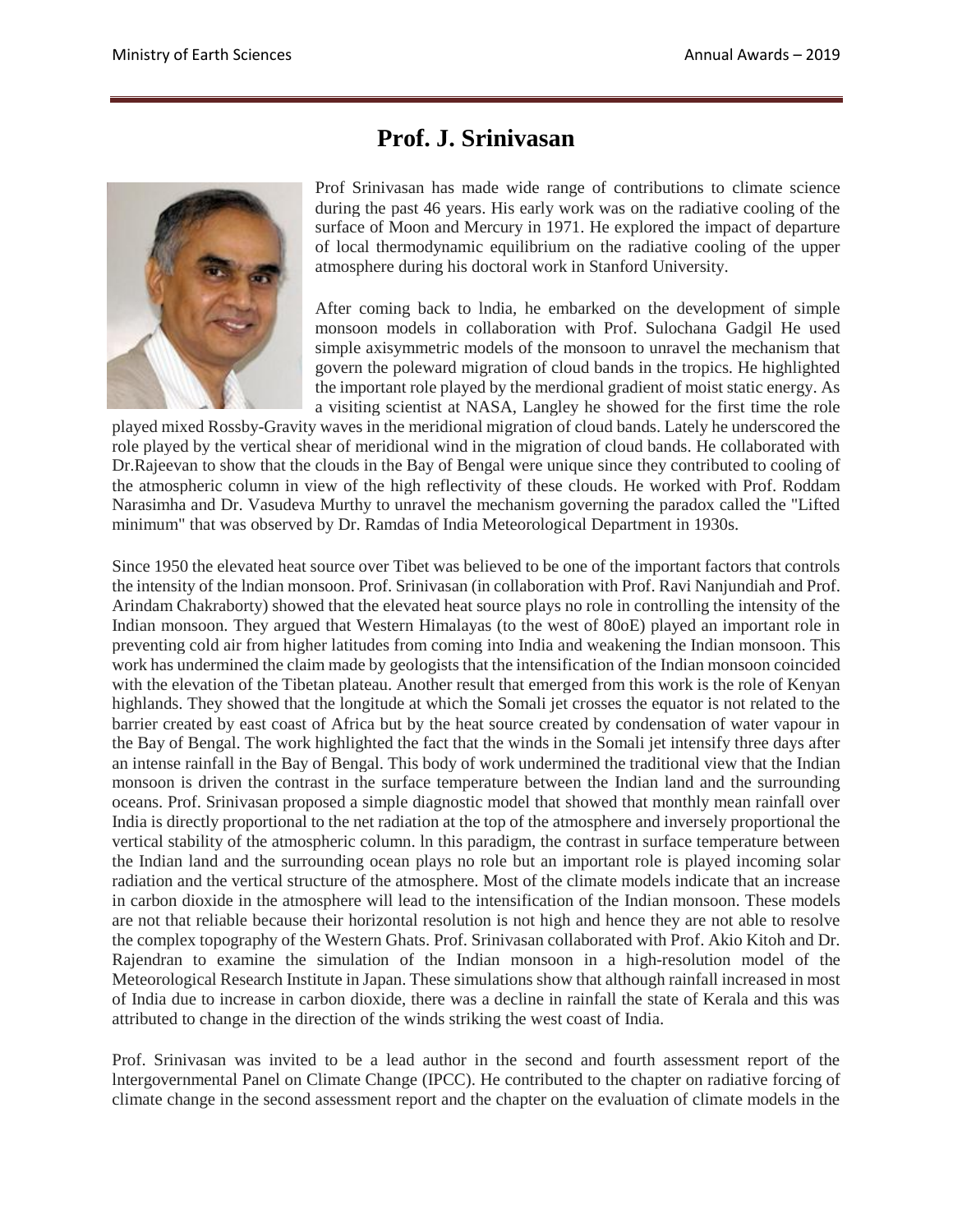# Prof. J. Srinivasan

Prof Srinivasan has made wide range of contributions to climate science during the past 46 years. His early work was on the radiative cooling of the surface of Moon and Mercury in 1971. He explored the impact of departure of local thermodynamic equilibrium on the radiative cooling of the upper atmosphere during his doctoral work in Stanford University.

After coming back to lndia, he embarked on the development of simple monsoon models in collaboration with Prof. Sulochana Gadgil He used simple axisymmetric models of the monsoon to unravel the mechanism that govern the poleward migration of cloud bands in the tropics. He highlighted the important role played by the merdional gradient of moist static energy. As a visiting scientist at NASA, Langley he showed for the first time the role played mixed Rossby-Gravity waves in the meridional migration of cloud bands. Lately he underscored the role played by the vertical shear of meridional wind in the migration of cloud bands. He collaborated with Dr.Rajeevan to show that the clouds in the Bay of Bengal were unique since they contributed to cooling of the atmospheric column in view of the high reflectivity of these clouds. He worked with Prof. Roddam Narasimha and Dr. Vasudeva Murthy to unravel the mechanism governing the paradox called the "Lifted minimum" that was observed by Dr. Ramdas of India Meteorological Department in 1930s.

Since 1950 the elevated heat source over Tibet was believed to be one of the important factors that controls the intensity of the lndian monsoon. Prof. Srinivasan (in collaboration with Prof. Ravi Nanjundiah and Prof. Arindam Chakraborty) showed that the elevated heat source plays no role in controlling the intensity of the Indian monsoon. They argued that Western Himalayas (to the west of 80oE) played an important role in preventing cold air from higher latitudes from coming into India and weakening the Indian monsoon. This work has undermined the claim made by geologists that the intensification of the Indian monsoon coincided with the elevation of the Tibetan plateau. Another result that emerged from this work is the role of Kenyan highlands. They showed that the longitude at which the Somali jet crosses the equator is not related to the barrier created by east coast of Africa but by the heat source created by condensation of water vapour in the Bay of Bengal. The work highlighted the fact that the winds in the Somali jet intensify three days after an intense rainfall in the Bay of Bengal. This body of work undermined the traditional view that the Indian monsoon is driven the contrast in the surface temperature between the Indian land and the surrounding oceans. Prof. Srinivasan proposed a simple diagnostic model that showed that monthly mean rainfall over India is directly proportional to the net radiation at the top of the atmosphere and inversely proportional the vertical stability of the atmospheric column. ln this paradigm, the contrast in surface temperature between the Indian land and the surrounding ocean plays no role but an important role is played incoming solar radiation and the vertical structure of the atmosphere. Most of the climate models indicate that an increase in carbon dioxide in the atmosphere will lead to the intensification of the Indian monsoon. These models are not that reliable because their horizontal resolution is not high and hence they are not able to resolve the complex topography of the Western Ghats. Prof. Srinivasan collaborated with Prof. Akio Kitoh and Dr. Rajendran to examine the simulation of the Indian monsoon in a high-resolution model of the Meteorological Research Institute in Japan. These simulations show that although rainfall increased in most of India due to increase in carbon dioxide, there was a decline in rainfall the state of Kerala and this was attributed to change in the direction of the winds striking the west coast of India.

Prof. Srinivasan was invited to be a lead author in the second and fourth assessment report of the lntergovernmental Panel on Climate Change (IPCC). He contributed to the chapter on radiative forcing of climate change in the second assessment report and the chapter on the evaluation of climate models in the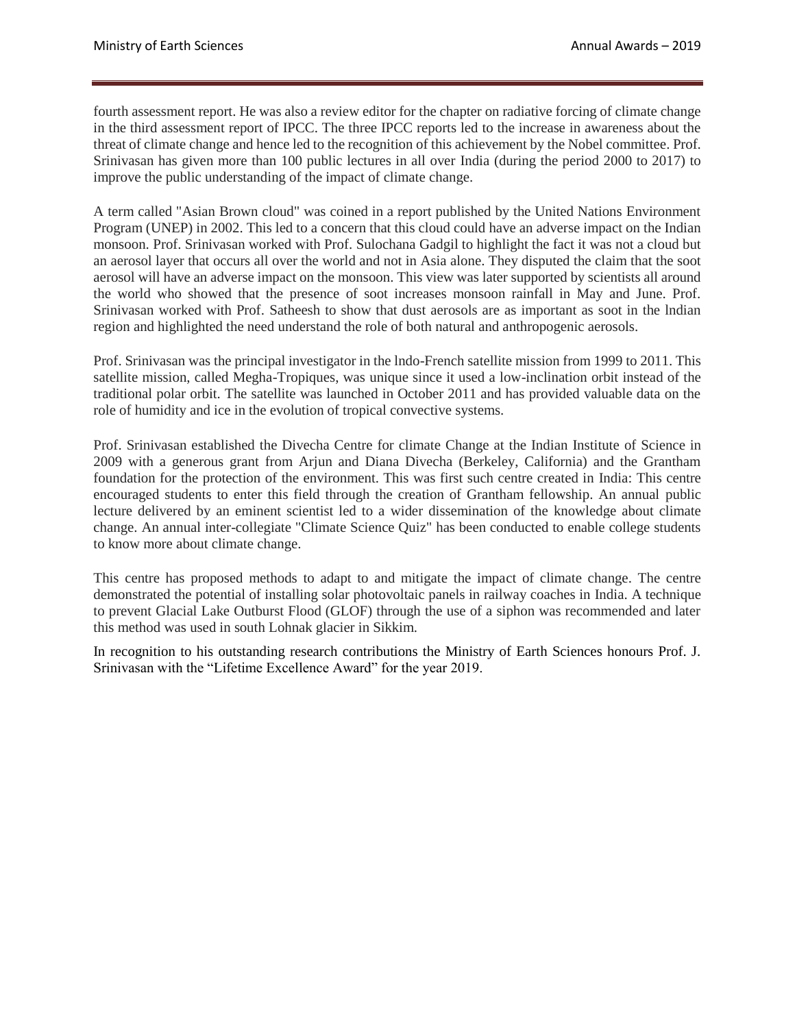fourth assessment report. He was also a review editor for the chapter on radiative forcing of climate change in the third assessment report of IPCC. The three IPCC reports led to the increase in awareness about the threat of climate change and hence led to the recognition of this achievement by the Nobel committee. Prof. Srinivasan has given more than 100 public lectures in all over India (during the period 2000 to 2017) to improve the public understanding of the impact of climate change.

A term called "Asian Brown cloud" was coined in a report published by the United Nations Environment Program (UNEP) in 2002. This led to a concern that this cloud could have an adverse impact on the Indian monsoon. Prof. Srinivasan worked with Prof. Sulochana Gadgil to highlight the fact it was not a cloud but an aerosol layer that occurs all over the world and not in Asia alone. They disputed the claim that the soot aerosol will have an adverse impact on the monsoon. This view was later supported by scientists all around the world who showed that the presence of soot increases monsoon rainfall in May and June. Prof. Srinivasan worked with Prof. Satheesh to show that dust aerosols are as important as soot in the lndian region and highlighted the need understand the role of both natural and anthropogenic aerosols.

Prof. Srinivasan was the principal investigator in the lndo-French satellite mission from 1999 to 2011. This satellite mission, called Megha-Tropiques, was unique since it used a low-inclination orbit instead of the traditional polar orbit. The satellite was launched in October 2011 and has provided valuable data on the role of humidity and ice in the evolution of tropical convective systems.

Prof. Srinivasan established the Divecha Centre for climate Change at the Indian Institute of Science in 2009 with a generous grant from Arjun and Diana Divecha (Berkeley, California) and the Grantham foundation for the protection of the environment. This was first such centre created in India: This centre encouraged students to enter this field through the creation of Grantham fellowship. An annual public lecture delivered by an eminent scientist led to a wider dissemination of the knowledge about climate change. An annual inter-collegiate "Climate Science Quiz" has been conducted to enable college students to know more about climate change.

This centre has proposed methods to adapt to and mitigate the impact of climate change. The centre demonstrated the potential of installing solar photovoltaic panels in railway coaches in India. A technique to prevent Glacial Lake Outburst Flood (GLOF) through the use of a siphon was recommended and later this method was used in south Lohnak glacier in Sikkim.

In recognition to his outstanding research contributions the Ministry of Earth Sciences honours Prof. J. Srinivasan with the "Lifetime Excellence Award" for the year 2019.